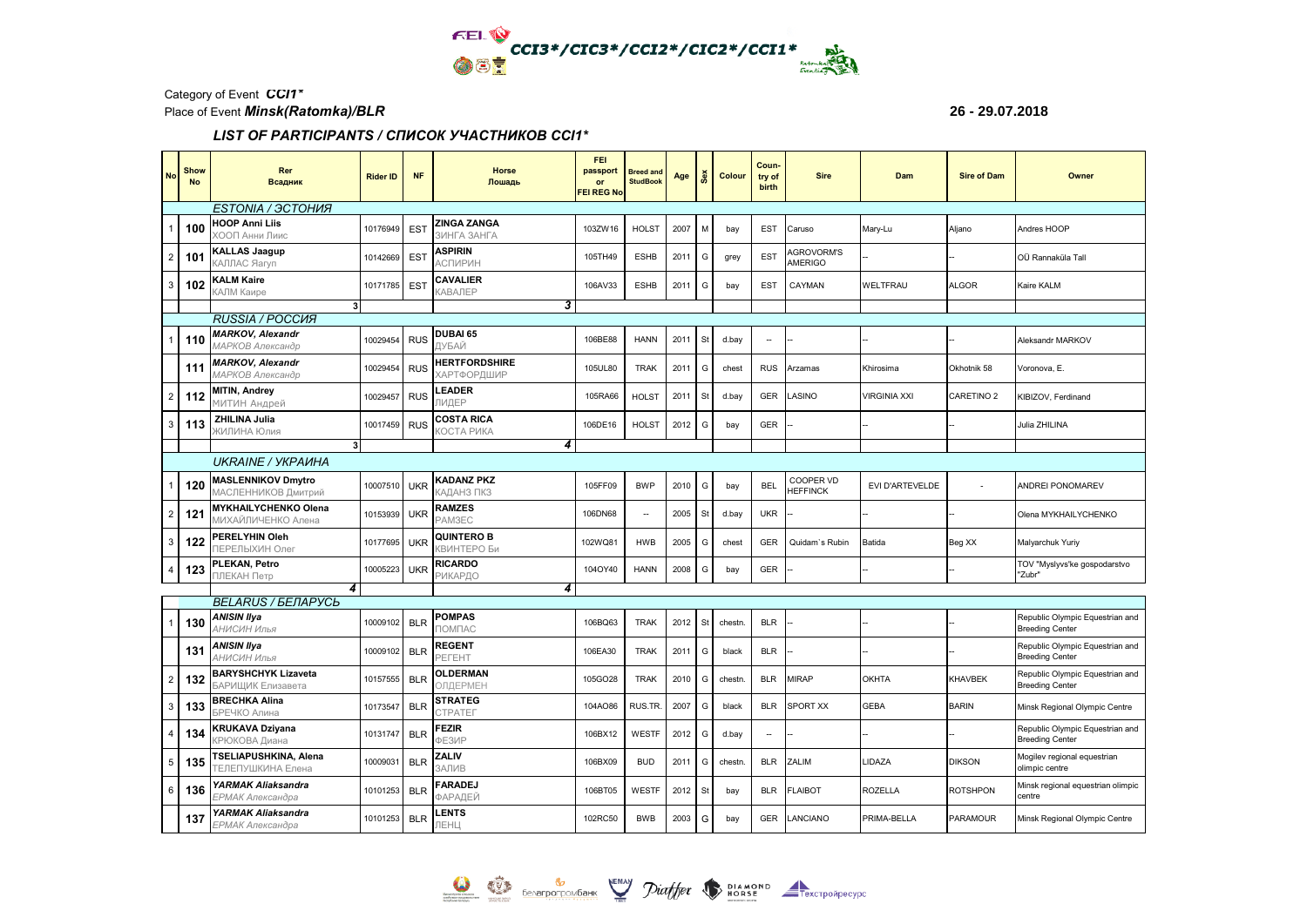# CCI3*/CIC3*/CCI2*/CIC2*/CCI1*

Category of Event **CCI1***

Place of Event ***Minsk(Ratomka)/BLR*** **26 - 29.07.2018**

### *LIST OF PARTICIPANTS / СПИСОК УЧАСТНИКОВ CCI1**

| No | Show No | Rer Всадник | Rider ID | NF | Horse Лошадь | FEI passport or FEI REG No | Breed and StudBook | Age | Sex | Colour | Country of birth | Sire | Dam | Sire of Dam | Owner |
|---|---|---|---|---|---|---|---|---|---|---|---|---|---|---|---|
| | | *ESTONIA / ЭСТОНИЯ* | | | | | | | | | | | | | |
| 1 | 100 | **HOOP Anni Liis** ХООП Анни Лиис | 10176949 | EST | **ZINGA ZANGA** ЗИНГА ЗАНГА | 103ZW16 | HOLST | 2007 | M | bay | EST | Caruso | Mary-Lu | Aljano | Andres HOOP |
| 2 | 101 | **KALLAS Jaagup** КАЛЛАС Яагуп | 10142669 | EST | **ASPIRIN** АСПИРИН | 105TH49 | ESHB | 2011 | G | grey | EST | AGROVORM'S AMERIGO | -- | -- | OÜ Rannaküla Tall |
| 3 | 102 | **KALM Kaire** КАЛМ Каире | 10171785 | EST | **CAVALIER** КАВАЛЕР | 106AV33 | ESHB | 2011 | G | bay | EST | CAYMAN | WELTFRAU | ALGOR | Kaire KALM |
| | | 3 | | | 3 | | | | | | | | | | |
| | | *RUSSIA / РОССИЯ* | | | | | | | | | | | | | |
| 1 | 110 | ***MARKOV, Alexandr*** *МАРКОВ Александр* | 10029454 | RUS | **DUBAI 65** ДУБАЙ | 106BE88 | HANN | 2011 | St | d.bay | -- | -- | -- | -- | Aleksandr MARKOV |
| | 111 | ***MARKOV, Alexandr*** *МАРКОВ Александр* | 10029454 | RUS | **HERTFORDSHIRE** ХАРТФОРДШИР | 105UL80 | TRAK | 2011 | G | chest | RUS | Arzamas | Khirosima | Okhotnik 58 | Voronova, E. |
| 2 | 112 | **MITIN, Andrey** МИТИН Андрей | 10029457 | RUS | **LEADER** ЛИДЕР | 105RA66 | HOLST | 2011 | St | d.bay | GER | LASINO | VIRGINIA XXI | CARETINO 2 | KIBIZOV, Ferdinand |
| 3 | 113 | **ZHILINA Julia** ЖИЛИНА Юлия | 10017459 | RUS | **COSTA RICA** КОСТА РИКА | 106DE16 | HOLST | 2012 | G | bay | GER | -- | -- | -- | Julia ZHILINA |
| | | 3 | | | 4 | | | | | | | | | | |
| | | *UKRAINE / УКРАИНА* | | | | | | | | | | | | | |
| 1 | 120 | **MASLENNIKOV Dmytro** МАСЛЕННИКОВ Дмитрий | 10007510 | UKR | **KADANZ PKZ** КАДАНЗ ПКЗ | 105FF09 | BWP | 2010 | G | bay | BEL | COOPER VD HEFFINCK | EVI D'ARTEVELDE | - | ANDREI PONOMAREV |
| 2 | 121 | **MYKHAILYCHENKO Olena** МИХАЙЛИЧЕНКО Алена | 10153939 | UKR | **RAMZES** РАМЗЕС | 106DN68 | -- | 2005 | St | d.bay | UKR | -- | -- | -- | Olena MYKHAILYCHENKO |
| 3 | 122 | **PERELYHIN Oleh** ПЕРЕЛЫХИН Олег | 10177695 | UKR | **QUINTERO B** КВИНТЕРО Би | 102WQ81 | HWB | 2005 | G | chest | GER | Quidam`s Rubin | Batida | Beg XX | Malyarchuk Yuriy |
| 4 | 123 | **PLEKAN, Petro** ПЛЕКАН Петр | 10005223 | UKR | **RICARDO** РИКАРДО | 104OY40 | HANN | 2008 | G | bay | GER | -- | -- | -- | TOV "Myslyvs'ke gospodarstvo "Zubr" |
| | | 4 | | | 4 | | | | | | | | | | |
| | | *BELARUS / БЕЛАРУСЬ* | | | | | | | | | | | | | |
| 1 | 130 | ***ANISIN Ilya*** *АНИСИН Илья* | 10009102 | BLR | **POMPAS** ПОМПАС | 106BQ63 | TRAK | 2012 | St | chestn. | BLR | -- | -- | -- | Republic Olympic Equestrian and Breeding Center |
| | 131 | ***ANISIN Ilya*** *АНИСИН Илья* | 10009102 | BLR | **REGENT** РЕГЕНТ | 106EA30 | TRAK | 2011 | G | black | BLR | -- | -- | -- | Republic Olympic Equestrian and Breeding Center |
| 2 | 132 | **BARYSHCHYK Lizaveta** БАРИЩИК Елизавета | 10157555 | BLR | **OLDERMAN** ОЛДЕРМЕН | 105GO28 | TRAK | 2010 | G | chestn. | BLR | MIRAP | OKHTA | KHAVBEK | Republic Olympic Equestrian and Breeding Center |
| 3 | 133 | **BRECHKA Alina** БРЕЧКО Алина | 10173547 | BLR | **STRATEG** СТРАТЕГ | 104AO86 | RUS.TR. | 2007 | G | black | BLR | SPORT XX | GEBA | BARIN | Minsk Regional Olympic Centre |
| 4 | 134 | **KRUKAVA Dziyana** КРЮКОВА Диана | 10131747 | BLR | **FEZIR** ФЕЗИР | 106BX12 | WESTF | 2012 | G | d.bay | -- | -- | -- | -- | Republic Olympic Equestrian and Breeding Center |
| 5 | 135 | **TSELIAPUSHKINA, Alena** ТЕЛЕПУШКИНА Елена | 10009031 | BLR | **ZALIV** ЗАЛИВ | 106BX09 | BUD | 2011 | G | chestn. | BLR | ZALIM | LIDAZA | DIKSON | Mogilev regional equestrian olimpic centre |
| 6 | 136 | ***YARMAK Aliaksandra*** *ЕРМАК Александра* | 10101253 | BLR | **FARADEJ** ФАРАДЕЙ | 106BT05 | WESTF | 2012 | St | bay | BLR | FLAIBOT | ROZELLA | ROTSHPON | Minsk regional equestrian olimpic centre |
| | 137 | ***YARMAK Aliaksandra*** *ЕРМАК Александра* | 10101253 | BLR | **LENTS** ЛЕНЦ | 102RC50 | BWB | 2003 | G | bay | GER | LANCIANO | PRIMA-BELLA | PARAMOUR | Minsk Regional Olympic Centre |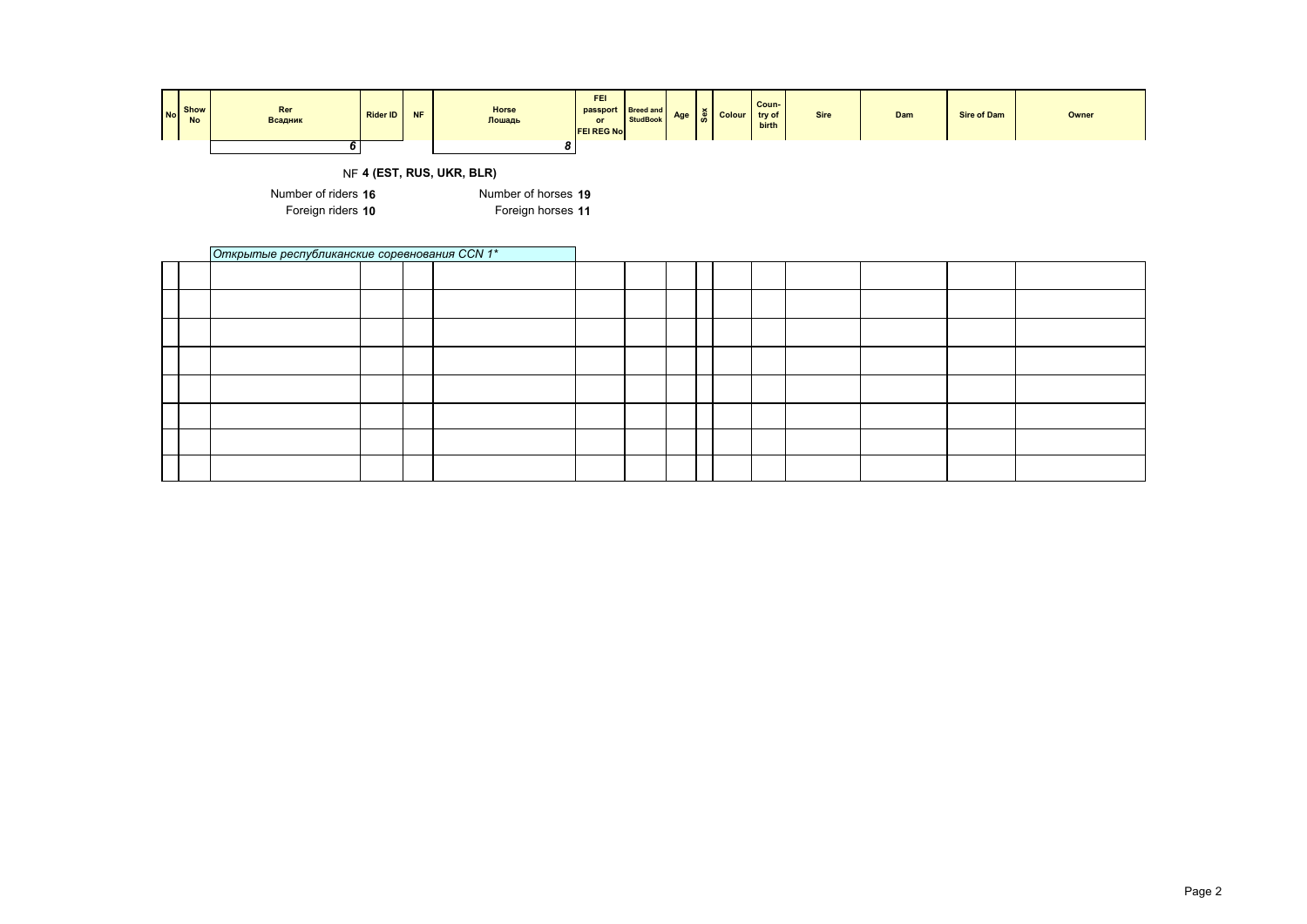| No | Show No | Rer Всадник | Rider ID | NF | Horse Лошадь | FEI passport or FEI REG No | Breed and StudBook | Age | Sex | Colour | Coun-try of birth | Sire | Dam | Sire of Dam | Owner |
|---|---|---|---|---|---|---|---|---|---|---|---|---|---|---|---|
| | | 6 | | | 8 | | | | | | | | | | |

NF **4 (EST, RUS, UKR, BLR)**

Number of riders **16**

Foreign riders **10**

Number of horses **19**

Foreign horses **11**

*Открытые республиканские соревнования CCN 1**

| | | | | | | | | | | | | | | | |
|---|---|---|---|---|---|---|---|---|---|---|---|---|---|---|---|
| | | | | | | | | | | | | | | | |
| | | | | | | | | | | | | | | | |
| | | | | | | | | | | | | | | | |
| | | | | | | | | | | | | | | | |
| | | | | | | | | | | | | | | | |
| | | | | | | | | | | | | | | | |
| | | | | | | | | | | | | | | | |
| | | | | | | | | | | | | | | | |